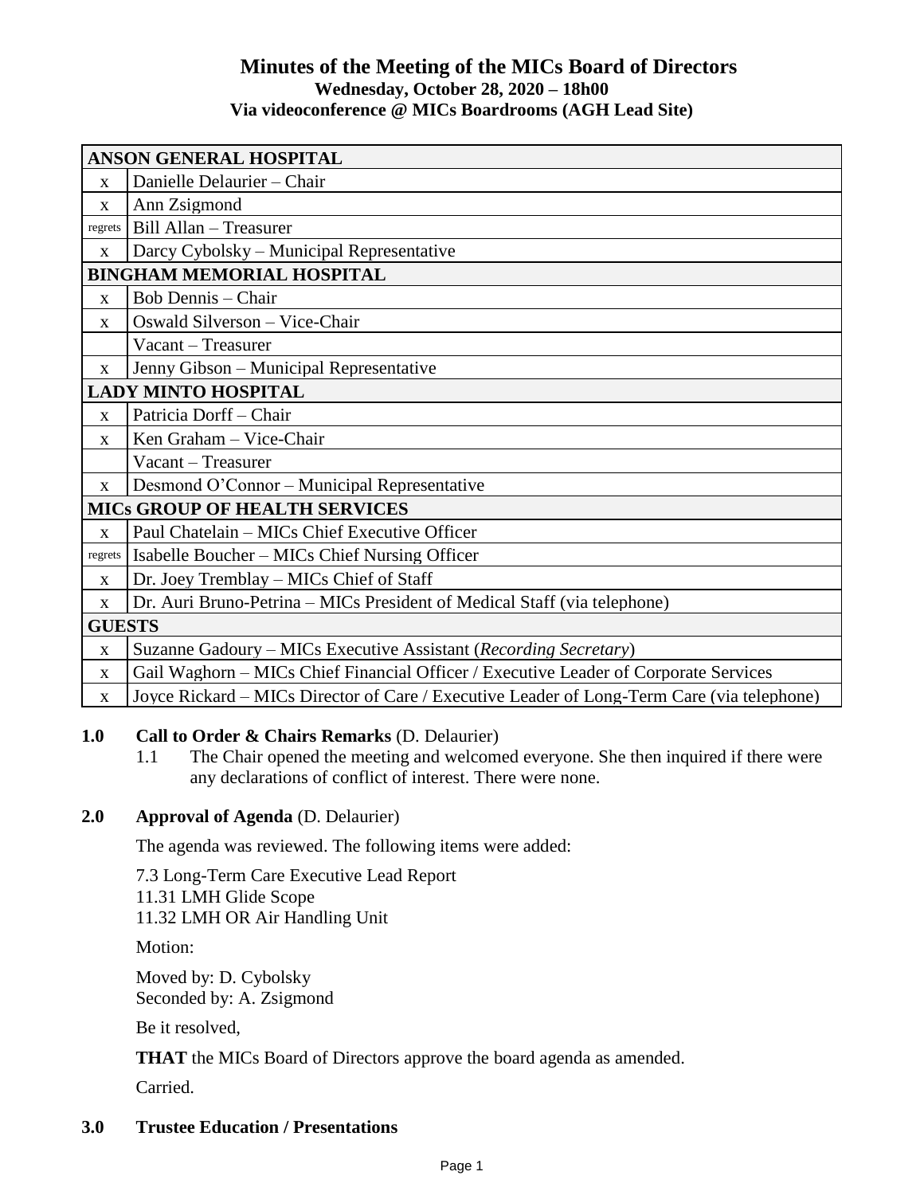# Minutes of the Meeting of the MICs Board of Directors

**Wednesday, October 28, 2020 – 18h00**

**Via videoconference @ MICs Boardrooms (AGH Lead Site)**

| **ANSON GENERAL HOSPITAL** | |
|---|---|
| x | Danielle Delaurier – Chair |
| x | Ann Zsigmond |
| regrets | Bill Allan – Treasurer |
| x | Darcy Cybolsky – Municipal Representative |
| **BINGHAM MEMORIAL HOSPITAL** | |
| x | Bob Dennis – Chair |
| x | Oswald Silverson – Vice-Chair |
| | Vacant – Treasurer |
| x | Jenny Gibson – Municipal Representative |
| **LADY MINTO HOSPITAL** | |
| x | Patricia Dorff – Chair |
| x | Ken Graham – Vice-Chair |
| | Vacant – Treasurer |
| x | Desmond O'Connor – Municipal Representative |
| **MICs GROUP OF HEALTH SERVICES** | |
| x | Paul Chatelain – MICs Chief Executive Officer |
| regrets | Isabelle Boucher – MICs Chief Nursing Officer |
| x | Dr. Joey Tremblay – MICs Chief of Staff |
| x | Dr. Auri Bruno-Petrina – MICs President of Medical Staff (via telephone) |
| **GUESTS** | |
| x | Suzanne Gadoury – MICs Executive Assistant (*Recording Secretary*) |
| x | Gail Waghorn – MICs Chief Financial Officer / Executive Leader of Corporate Services |
| x | Joyce Rickard – MICs Director of Care / Executive Leader of Long-Term Care (via telephone) |

**1.0 Call to Order & Chairs Remarks** (D. Delaurier)

1.1 The Chair opened the meeting and welcomed everyone. She then inquired if there were any declarations of conflict of interest. There were none.

**2.0 Approval of Agenda** (D. Delaurier)

The agenda was reviewed. The following items were added:

7.3 Long-Term Care Executive Lead Report
11.31 LMH Glide Scope
11.32 LMH OR Air Handling Unit

Motion:

Moved by: D. Cybolsky
Seconded by: A. Zsigmond

Be it resolved,

**THAT** the MICs Board of Directors approve the board agenda as amended.

Carried.

**3.0 Trustee Education / Presentations**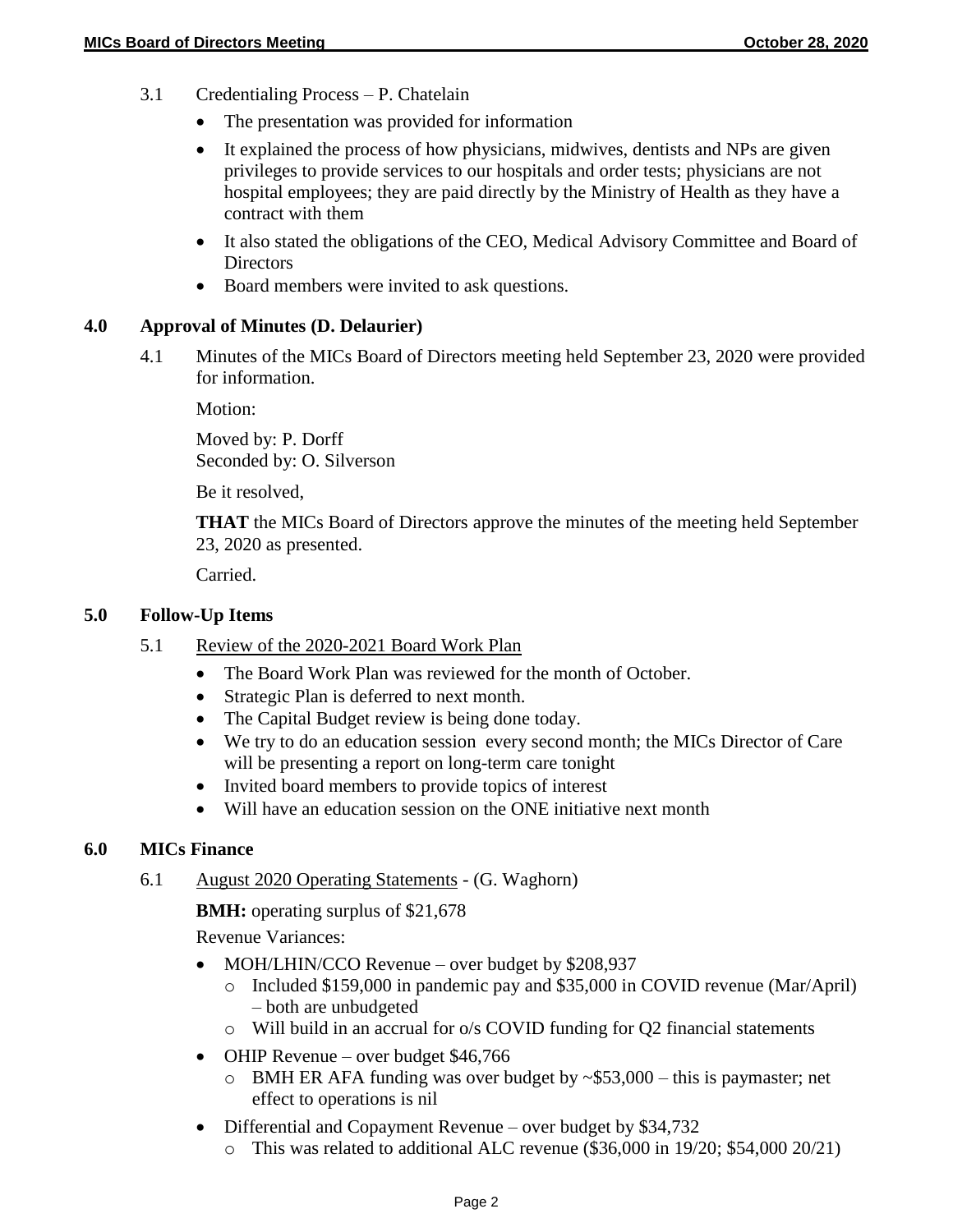3.1 Credentialing Process – P. Chatelain

- The presentation was provided for information
- It explained the process of how physicians, midwives, dentists and NPs are given privileges to provide services to our hospitals and order tests; physicians are not hospital employees; they are paid directly by the Ministry of Health as they have a contract with them
- It also stated the obligations of the CEO, Medical Advisory Committee and Board of Directors
- Board members were invited to ask questions.

## 4.0 Approval of Minutes (D. Delaurier)

4.1 Minutes of the MICs Board of Directors meeting held September 23, 2020 were provided for information.

Motion:

Moved by: P. Dorff
Seconded by: O. Silverson

Be it resolved,

**THAT** the MICs Board of Directors approve the minutes of the meeting held September 23, 2020 as presented.

Carried.

## 5.0 Follow-Up Items

5.1 Review of the 2020-2021 Board Work Plan

- The Board Work Plan was reviewed for the month of October.
- Strategic Plan is deferred to next month.
- The Capital Budget review is being done today.
- We try to do an education session every second month; the MICs Director of Care will be presenting a report on long-term care tonight
- Invited board members to provide topics of interest
- Will have an education session on the ONE initiative next month

## 6.0 MICs Finance

6.1 August 2020 Operating Statements - (G. Waghorn)

**BMH:** operating surplus of $21,678

Revenue Variances:

- MOH/LHIN/CCO Revenue – over budget by $208,937
  - Included $159,000 in pandemic pay and $35,000 in COVID revenue (Mar/April) – both are unbudgeted
  - Will build in an accrual for o/s COVID funding for Q2 financial statements
- OHIP Revenue – over budget $46,766
  - BMH ER AFA funding was over budget by ~$53,000 – this is paymaster; net effect to operations is nil
- Differential and Copayment Revenue – over budget by $34,732
  - This was related to additional ALC revenue ($36,000 in 19/20; $54,000 20/21)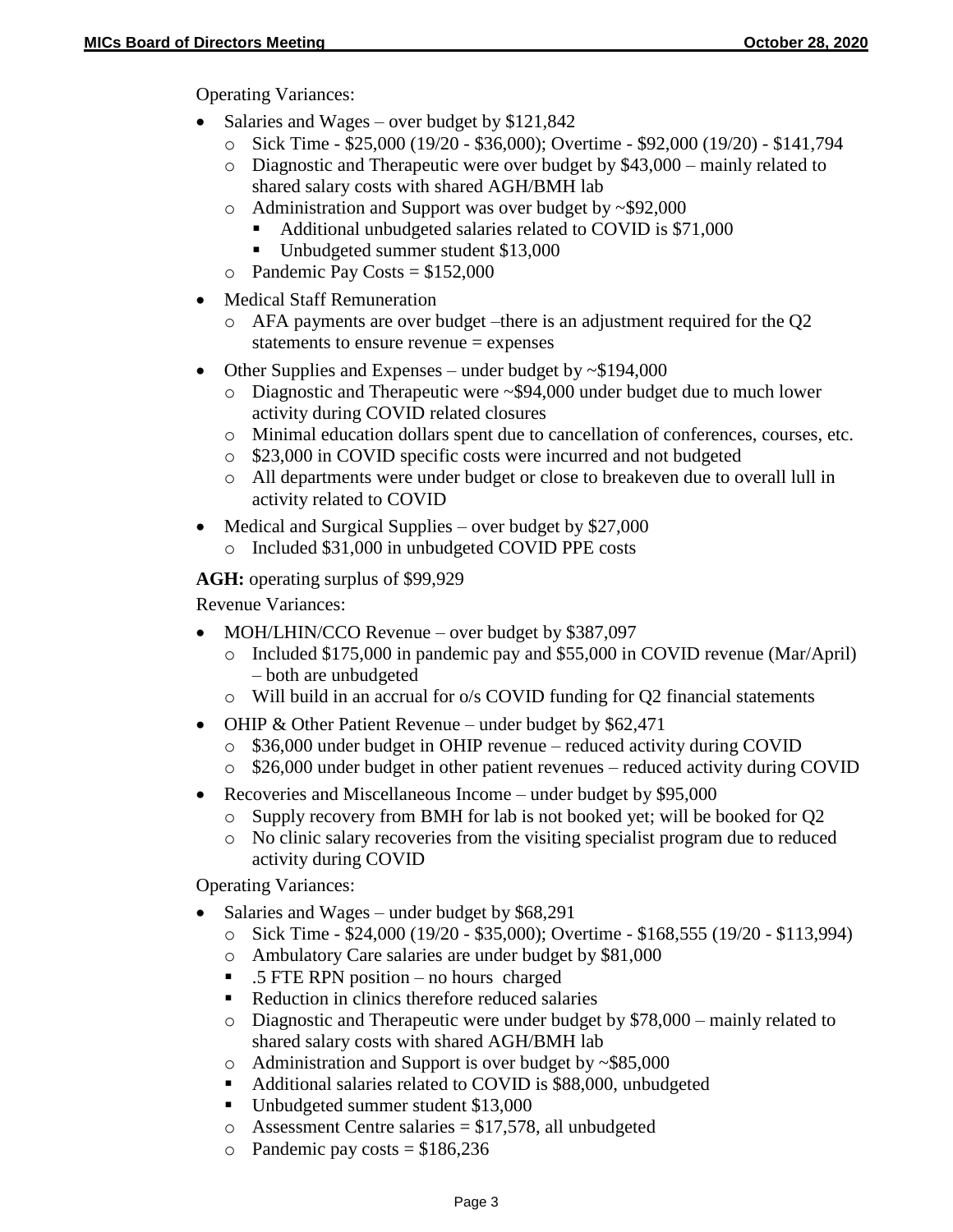Operating Variances:

- Salaries and Wages – over budget by $121,842
  - Sick Time - $25,000 (19/20 - $36,000); Overtime - $92,000 (19/20) - $141,794
  - Diagnostic and Therapeutic were over budget by $43,000 – mainly related to shared salary costs with shared AGH/BMH lab
  - Administration and Support was over budget by ~$92,000
    - Additional unbudgeted salaries related to COVID is $71,000
    - Unbudgeted summer student $13,000
  - Pandemic Pay Costs = $152,000
- Medical Staff Remuneration
  - AFA payments are over budget –there is an adjustment required for the Q2 statements to ensure revenue = expenses
- Other Supplies and Expenses – under budget by ~$194,000
  - Diagnostic and Therapeutic were ~$94,000 under budget due to much lower activity during COVID related closures
  - Minimal education dollars spent due to cancellation of conferences, courses, etc.
  - $23,000 in COVID specific costs were incurred and not budgeted
  - All departments were under budget or close to breakeven due to overall lull in activity related to COVID
- Medical and Surgical Supplies – over budget by $27,000
  - Included $31,000 in unbudgeted COVID PPE costs

**AGH:** operating surplus of $99,929

Revenue Variances:

- MOH/LHIN/CCO Revenue – over budget by $387,097
  - Included $175,000 in pandemic pay and $55,000 in COVID revenue (Mar/April) – both are unbudgeted
  - Will build in an accrual for o/s COVID funding for Q2 financial statements
- OHIP & Other Patient Revenue – under budget by $62,471
  - $36,000 under budget in OHIP revenue – reduced activity during COVID
  - $26,000 under budget in other patient revenues – reduced activity during COVID
- Recoveries and Miscellaneous Income – under budget by $95,000
  - Supply recovery from BMH for lab is not booked yet; will be booked for Q2
  - No clinic salary recoveries from the visiting specialist program due to reduced activity during COVID

Operating Variances:

- Salaries and Wages – under budget by $68,291
  - Sick Time - $24,000 (19/20 - $35,000); Overtime - $168,555 (19/20 - $113,994)
  - Ambulatory Care salaries are under budget by $81,000
    - .5 FTE RPN position – no hours charged
    - Reduction in clinics therefore reduced salaries
  - Diagnostic and Therapeutic were under budget by $78,000 – mainly related to shared salary costs with shared AGH/BMH lab
  - Administration and Support is over budget by ~$85,000
    - Additional salaries related to COVID is $88,000, unbudgeted
    - Unbudgeted summer student $13,000
  - Assessment Centre salaries = $17,578, all unbudgeted
  - Pandemic pay costs = $186,236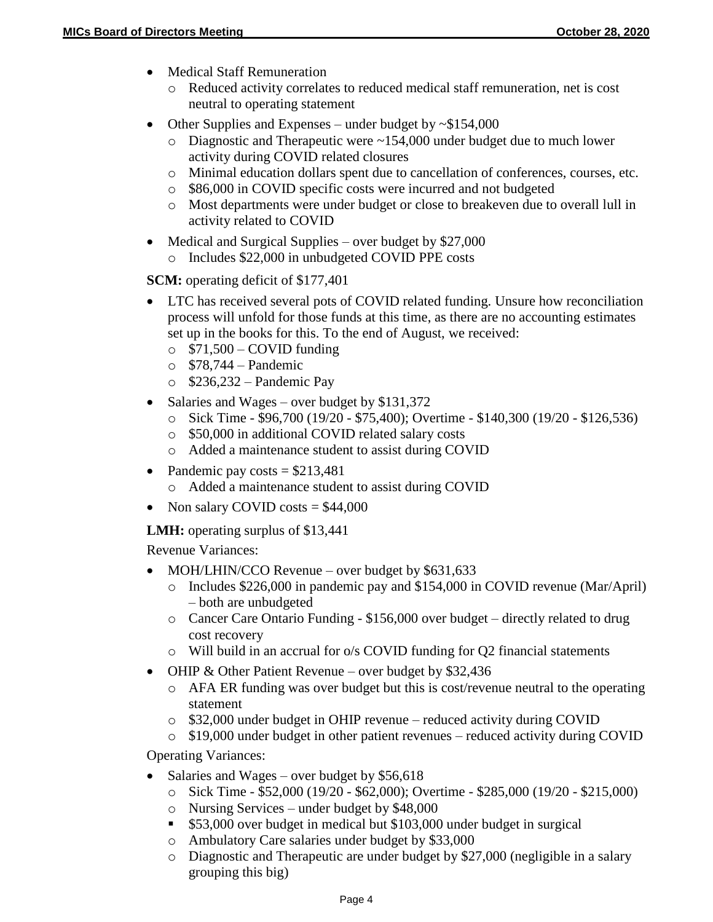- Medical Staff Remuneration
  - Reduced activity correlates to reduced medical staff remuneration, net is cost neutral to operating statement
- Other Supplies and Expenses – under budget by ~$154,000
  - Diagnostic and Therapeutic were ~154,000 under budget due to much lower activity during COVID related closures
  - Minimal education dollars spent due to cancellation of conferences, courses, etc.
  - $86,000 in COVID specific costs were incurred and not budgeted
  - Most departments were under budget or close to breakeven due to overall lull in activity related to COVID
- Medical and Surgical Supplies – over budget by $27,000
  - Includes $22,000 in unbudgeted COVID PPE costs

**SCM:** operating deficit of $177,401

- LTC has received several pots of COVID related funding. Unsure how reconciliation process will unfold for those funds at this time, as there are no accounting estimates set up in the books for this. To the end of August, we received:
  - $71,500 – COVID funding
  - $78,744 – Pandemic
  - $236,232 – Pandemic Pay
- Salaries and Wages – over budget by $131,372
  - Sick Time - $96,700 (19/20 - $75,400); Overtime - $140,300 (19/20 - $126,536)
  - $50,000 in additional COVID related salary costs
  - Added a maintenance student to assist during COVID
- Pandemic pay costs = $213,481
  - Added a maintenance student to assist during COVID
- Non salary COVID costs = $44,000

**LMH:** operating surplus of $13,441

Revenue Variances:

- MOH/LHIN/CCO Revenue – over budget by $631,633
  - Includes $226,000 in pandemic pay and $154,000 in COVID revenue (Mar/April) – both are unbudgeted
  - Cancer Care Ontario Funding - $156,000 over budget – directly related to drug cost recovery
  - Will build in an accrual for o/s COVID funding for Q2 financial statements
- OHIP & Other Patient Revenue – over budget by $32,436
  - AFA ER funding was over budget but this is cost/revenue neutral to the operating statement
  - $32,000 under budget in OHIP revenue – reduced activity during COVID
  - $19,000 under budget in other patient revenues – reduced activity during COVID

Operating Variances:

- Salaries and Wages – over budget by $56,618
  - Sick Time - $52,000 (19/20 - $62,000); Overtime - $285,000 (19/20 - $215,000)
  - Nursing Services – under budget by $48,000
    - $53,000 over budget in medical but $103,000 under budget in surgical
  - Ambulatory Care salaries under budget by $33,000
  - Diagnostic and Therapeutic are under budget by $27,000 (negligible in a salary grouping this big)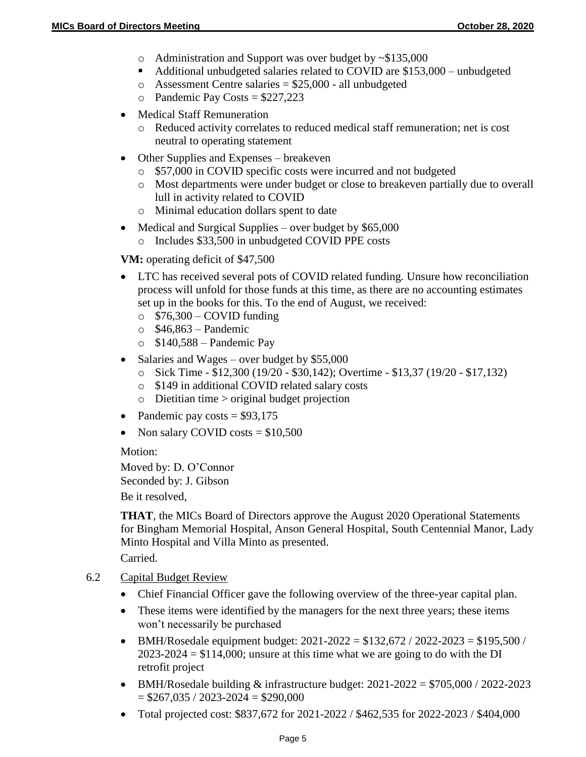- Administration and Support was over budget by ~$135,000
  - Additional unbudgeted salaries related to COVID are $153,000 – unbudgeted
- Assessment Centre salaries = $25,000 - all unbudgeted
- Pandemic Pay Costs = $227,223

- Medical Staff Remuneration
  - Reduced activity correlates to reduced medical staff remuneration; net is cost neutral to operating statement
- Other Supplies and Expenses – breakeven
  - $57,000 in COVID specific costs were incurred and not budgeted
  - Most departments were under budget or close to breakeven partially due to overall lull in activity related to COVID
  - Minimal education dollars spent to date
- Medical and Surgical Supplies – over budget by $65,000
  - Includes $33,500 in unbudgeted COVID PPE costs

**VM:** operating deficit of $47,500

- LTC has received several pots of COVID related funding. Unsure how reconciliation process will unfold for those funds at this time, as there are no accounting estimates set up in the books for this. To the end of August, we received:
  - $76,300 – COVID funding
  - $46,863 – Pandemic
  - $140,588 – Pandemic Pay
- Salaries and Wages – over budget by $55,000
  - Sick Time - $12,300 (19/20 - $30,142); Overtime - $13,37 (19/20 - $17,132)
  - $149 in additional COVID related salary costs
  - Dietitian time > original budget projection
- Pandemic pay costs = $93,175
- Non salary COVID costs = $10,500

Motion:

Moved by: D. O'Connor
Seconded by: J. Gibson

Be it resolved,

**THAT**, the MICs Board of Directors approve the August 2020 Operational Statements for Bingham Memorial Hospital, Anson General Hospital, South Centennial Manor, Lady Minto Hospital and Villa Minto as presented.

Carried.

6.2 Capital Budget Review

- Chief Financial Officer gave the following overview of the three-year capital plan.
- These items were identified by the managers for the next three years; these items won't necessarily be purchased
- BMH/Rosedale equipment budget: 2021-2022 = $132,672 / 2022-2023 = $195,500 / 2023-2024 = $114,000; unsure at this time what we are going to do with the DI retrofit project
- BMH/Rosedale building & infrastructure budget: 2021-2022 = $705,000 / 2022-2023 = $267,035 / 2023-2024 = $290,000
- Total projected cost: $837,672 for 2021-2022 / $462,535 for 2022-2023 / $404,000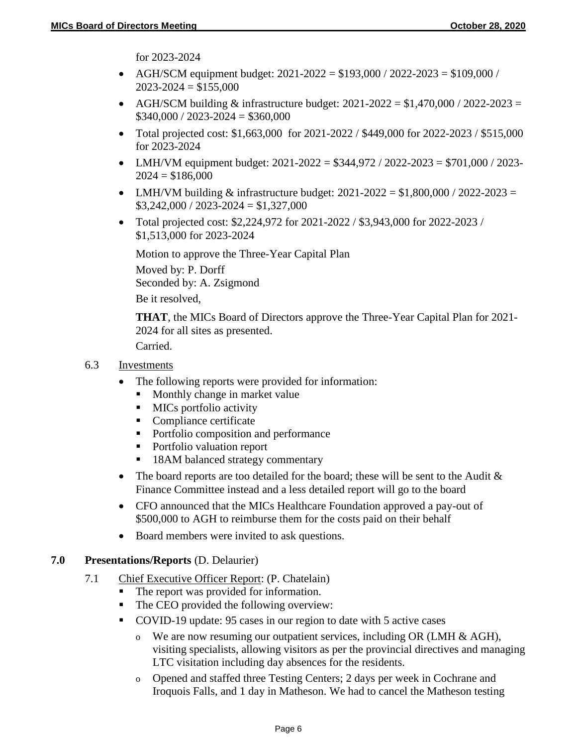for 2023-2024

- AGH/SCM equipment budget: 2021-2022 = $193,000 / 2022-2023 = $109,000 / 2023-2024 = $155,000
- AGH/SCM building & infrastructure budget: 2021-2022 = $1,470,000 / 2022-2023 = $340,000 / 2023-2024 = $360,000
- Total projected cost: $1,663,000 for 2021-2022 / $449,000 for 2022-2023 / $515,000 for 2023-2024
- LMH/VM equipment budget: 2021-2022 = $344,972 / 2022-2023 = $701,000 / 2023-2024 = $186,000
- LMH/VM building & infrastructure budget: 2021-2022 = $1,800,000 / 2022-2023 = $3,242,000 / 2023-2024 = $1,327,000
- Total projected cost: $2,224,972 for 2021-2022 / $3,943,000 for 2022-2023 / $1,513,000 for 2023-2024

Motion to approve the Three-Year Capital Plan

Moved by: P. Dorff
Seconded by: A. Zsigmond

Be it resolved,

**THAT**, the MICs Board of Directors approve the Three-Year Capital Plan for 2021-2024 for all sites as presented.

Carried.

6.3 Investments

- The following reports were provided for information:
  - Monthly change in market value
  - MICs portfolio activity
  - Compliance certificate
  - Portfolio composition and performance
  - Portfolio valuation report
  - 18AM balanced strategy commentary
- The board reports are too detailed for the board; these will be sent to the Audit & Finance Committee instead and a less detailed report will go to the board
- CFO announced that the MICs Healthcare Foundation approved a pay-out of $500,000 to AGH to reimburse them for the costs paid on their behalf
- Board members were invited to ask questions.

## 7.0 Presentations/Reports (D. Delaurier)

7.1 Chief Executive Officer Report: (P. Chatelain)

- The report was provided for information.
- The CEO provided the following overview:
- COVID-19 update: 95 cases in our region to date with 5 active cases
  - We are now resuming our outpatient services, including OR (LMH & AGH), visiting specialists, allowing visitors as per the provincial directives and managing LTC visitation including day absences for the residents.
  - Opened and staffed three Testing Centers; 2 days per week in Cochrane and Iroquois Falls, and 1 day in Matheson. We had to cancel the Matheson testing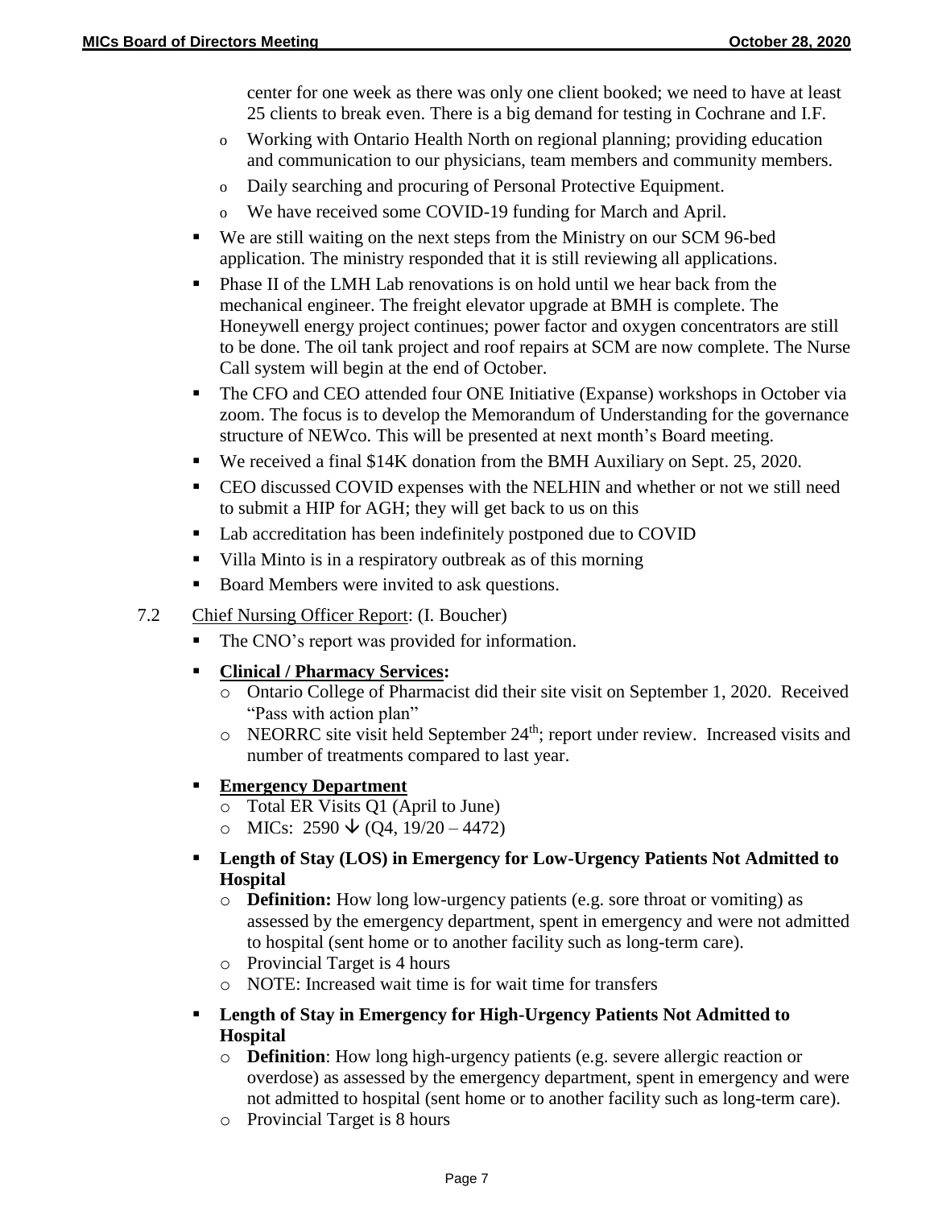center for one week as there was only one client booked; we need to have at least 25 clients to break even. There is a big demand for testing in Cochrane and I.F.

  - Working with Ontario Health North on regional planning; providing education and communication to our physicians, team members and community members.
  - Daily searching and procuring of Personal Protective Equipment.
  - We have received some COVID-19 funding for March and April.
- We are still waiting on the next steps from the Ministry on our SCM 96-bed application. The ministry responded that it is still reviewing all applications.
- Phase II of the LMH Lab renovations is on hold until we hear back from the mechanical engineer. The freight elevator upgrade at BMH is complete. The Honeywell energy project continues; power factor and oxygen concentrators are still to be done. The oil tank project and roof repairs at SCM are now complete. The Nurse Call system will begin at the end of October.
- The CFO and CEO attended four ONE Initiative (Expanse) workshops in October via zoom. The focus is to develop the Memorandum of Understanding for the governance structure of NEWco. This will be presented at next month's Board meeting.
- We received a final $14K donation from the BMH Auxiliary on Sept. 25, 2020.
- CEO discussed COVID expenses with the NELHIN and whether or not we still need to submit a HIP for AGH; they will get back to us on this
- Lab accreditation has been indefinitely postponed due to COVID
- Villa Minto is in a respiratory outbreak as of this morning
- Board Members were invited to ask questions.

7.2 Chief Nursing Officer Report: (I. Boucher)

- The CNO's report was provided for information.
- **Clinical / Pharmacy Services:**
  - Ontario College of Pharmacist did their site visit on September 1, 2020. Received "Pass with action plan"
  - NEORRC site visit held September 24th; report under review. Increased visits and number of treatments compared to last year.
- **Emergency Department**
  - Total ER Visits Q1 (April to June)
  - MICs: 2590 ↓ (Q4, 19/20 – 4472)
- **Length of Stay (LOS) in Emergency for Low-Urgency Patients Not Admitted to Hospital**
  - **Definition:** How long low-urgency patients (e.g. sore throat or vomiting) as assessed by the emergency department, spent in emergency and were not admitted to hospital (sent home or to another facility such as long-term care).
  - Provincial Target is 4 hours
  - NOTE: Increased wait time is for wait time for transfers
- **Length of Stay in Emergency for High-Urgency Patients Not Admitted to Hospital**
  - **Definition**: How long high-urgency patients (e.g. severe allergic reaction or overdose) as assessed by the emergency department, spent in emergency and were not admitted to hospital (sent home or to another facility such as long-term care).
  - Provincial Target is 8 hours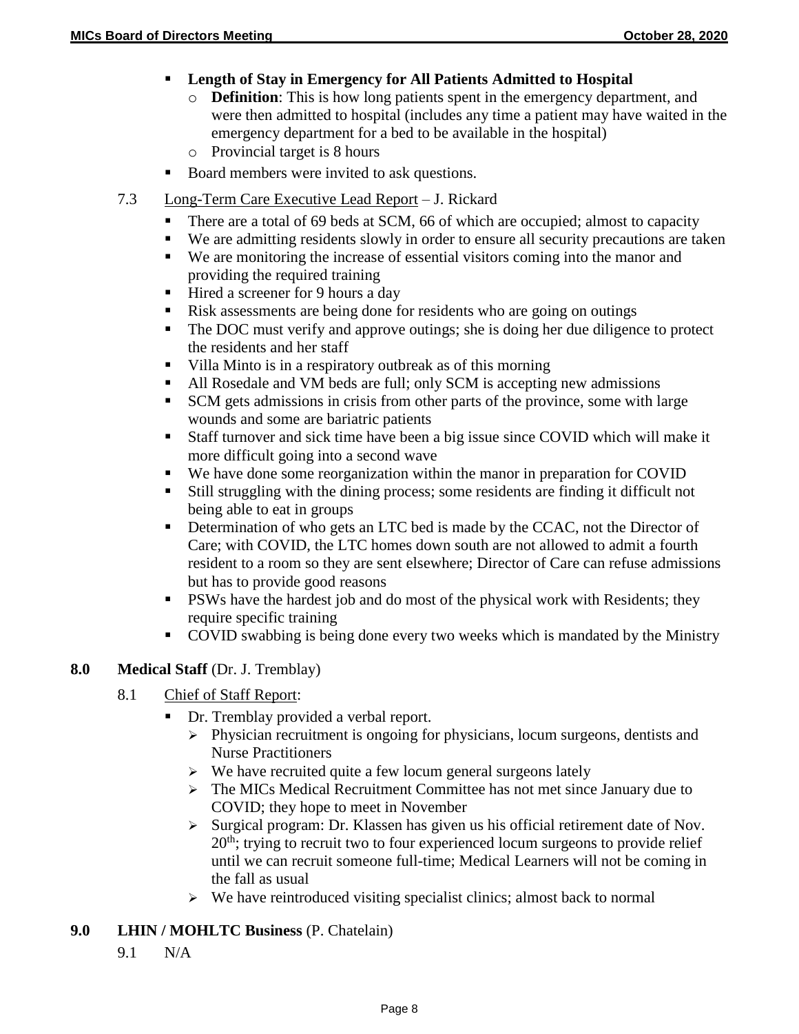- **Length of Stay in Emergency for All Patients Admitted to Hospital**
  - **Definition**: This is how long patients spent in the emergency department, and were then admitted to hospital (includes any time a patient may have waited in the emergency department for a bed to be available in the hospital)
  - Provincial target is 8 hours
- Board members were invited to ask questions.

7.3 Long-Term Care Executive Lead Report – J. Rickard

- There are a total of 69 beds at SCM, 66 of which are occupied; almost to capacity
- We are admitting residents slowly in order to ensure all security precautions are taken
- We are monitoring the increase of essential visitors coming into the manor and providing the required training
- Hired a screener for 9 hours a day
- Risk assessments are being done for residents who are going on outings
- The DOC must verify and approve outings; she is doing her due diligence to protect the residents and her staff
- Villa Minto is in a respiratory outbreak as of this morning
- All Rosedale and VM beds are full; only SCM is accepting new admissions
- SCM gets admissions in crisis from other parts of the province, some with large wounds and some are bariatric patients
- Staff turnover and sick time have been a big issue since COVID which will make it more difficult going into a second wave
- We have done some reorganization within the manor in preparation for COVID
- Still struggling with the dining process; some residents are finding it difficult not being able to eat in groups
- Determination of who gets an LTC bed is made by the CCAC, not the Director of Care; with COVID, the LTC homes down south are not allowed to admit a fourth resident to a room so they are sent elsewhere; Director of Care can refuse admissions but has to provide good reasons
- PSWs have the hardest job and do most of the physical work with Residents; they require specific training
- COVID swabbing is being done every two weeks which is mandated by the Ministry

## 8.0 Medical Staff (Dr. J. Tremblay)

8.1 Chief of Staff Report:

- Dr. Tremblay provided a verbal report.
  - Physician recruitment is ongoing for physicians, locum surgeons, dentists and Nurse Practitioners
  - We have recruited quite a few locum general surgeons lately
  - The MICs Medical Recruitment Committee has not met since January due to COVID; they hope to meet in November
  - Surgical program: Dr. Klassen has given us his official retirement date of Nov. 20th; trying to recruit two to four experienced locum surgeons to provide relief until we can recruit someone full-time; Medical Learners will not be coming in the fall as usual
  - We have reintroduced visiting specialist clinics; almost back to normal

## 9.0 LHIN / MOHLTC Business (P. Chatelain)

9.1 N/A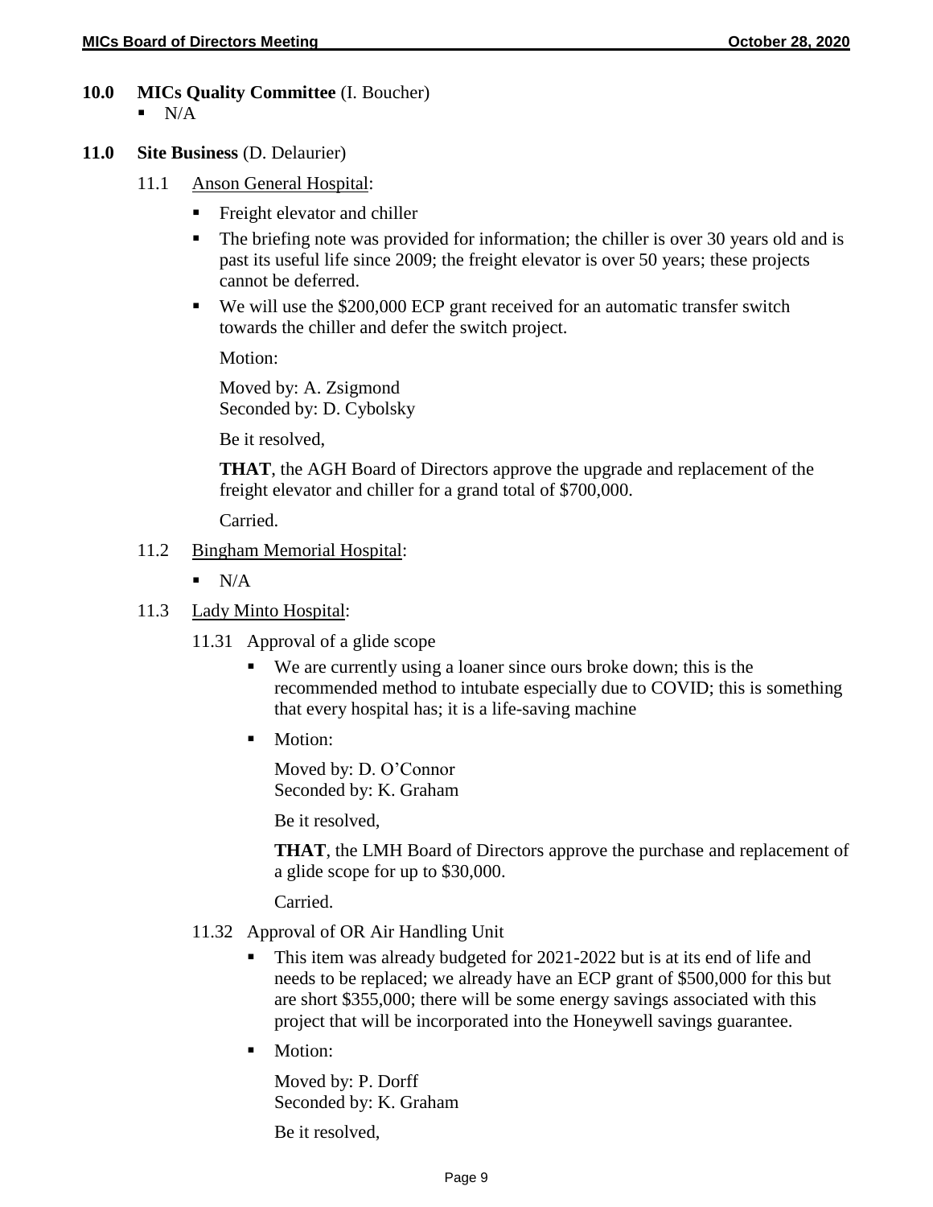**10.0 MICs Quality Committee** (I. Boucher)

- N/A

**11.0 Site Business** (D. Delaurier)

11.1 Anson General Hospital:

- Freight elevator and chiller
- The briefing note was provided for information; the chiller is over 30 years old and is past its useful life since 2009; the freight elevator is over 50 years; these projects cannot be deferred.
- We will use the $200,000 ECP grant received for an automatic transfer switch towards the chiller and defer the switch project.

  Motion:

  Moved by: A. Zsigmond
  Seconded by: D. Cybolsky

  Be it resolved,

  **THAT**, the AGH Board of Directors approve the upgrade and replacement of the freight elevator and chiller for a grand total of $700,000.

  Carried.

11.2 Bingham Memorial Hospital:

- N/A

11.3 Lady Minto Hospital:

11.31 Approval of a glide scope

- We are currently using a loaner since ours broke down; this is the recommended method to intubate especially due to COVID; this is something that every hospital has; it is a life-saving machine
- Motion:

  Moved by: D. O'Connor
  Seconded by: K. Graham

  Be it resolved,

  **THAT**, the LMH Board of Directors approve the purchase and replacement of a glide scope for up to $30,000.

  Carried.

11.32 Approval of OR Air Handling Unit

- This item was already budgeted for 2021-2022 but is at its end of life and needs to be replaced; we already have an ECP grant of $500,000 for this but are short $355,000; there will be some energy savings associated with this project that will be incorporated into the Honeywell savings guarantee.
- Motion:

  Moved by: P. Dorff
  Seconded by: K. Graham

  Be it resolved,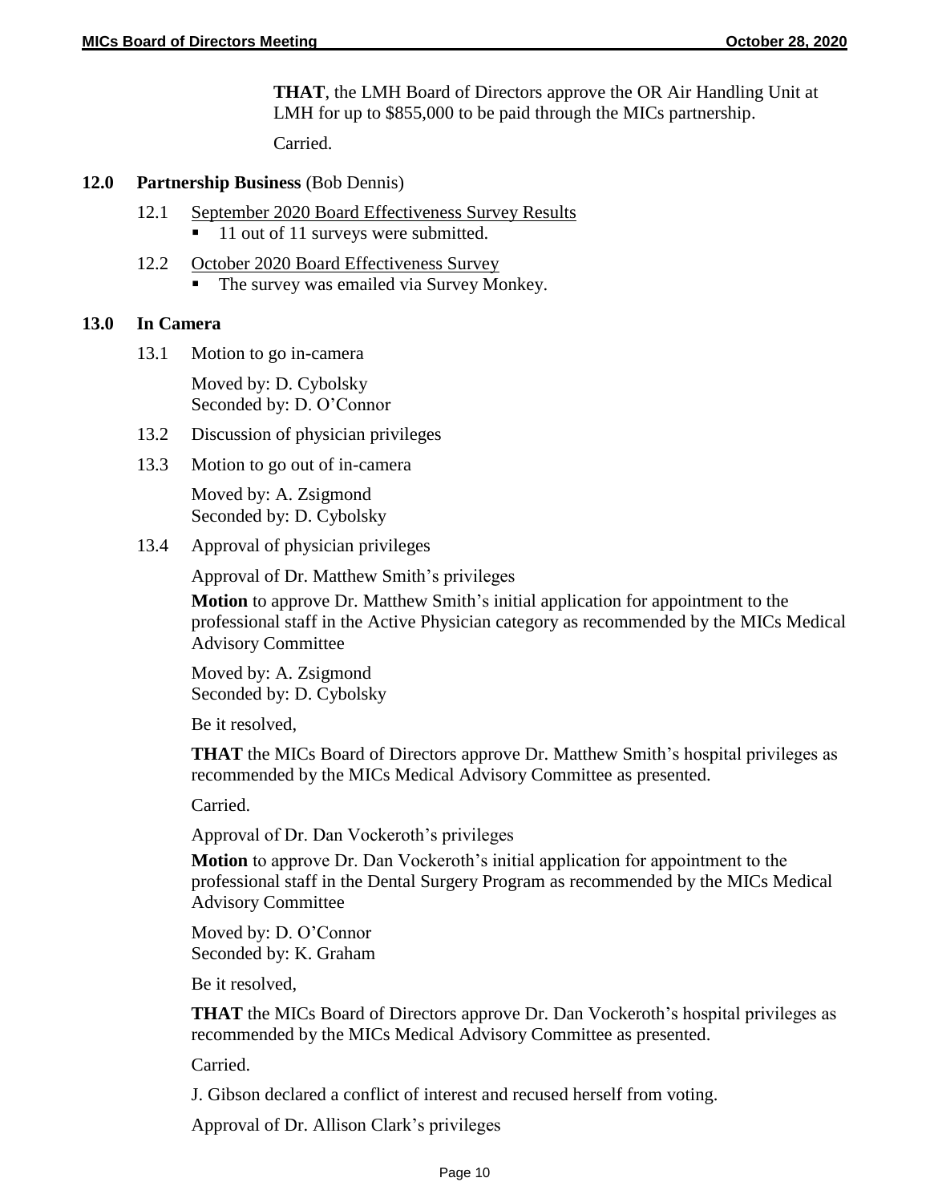**THAT**, the LMH Board of Directors approve the OR Air Handling Unit at LMH for up to $855,000 to be paid through the MICs partnership.

Carried.

## 12.0 Partnership Business (Bob Dennis)

12.1 September 2020 Board Effectiveness Survey Results

- 11 out of 11 surveys were submitted.

12.2 October 2020 Board Effectiveness Survey

- The survey was emailed via Survey Monkey.

## 13.0 In Camera

13.1 Motion to go in-camera

Moved by: D. Cybolsky
Seconded by: D. O'Connor

13.2 Discussion of physician privileges

13.3 Motion to go out of in-camera

Moved by: A. Zsigmond
Seconded by: D. Cybolsky

13.4 Approval of physician privileges

Approval of Dr. Matthew Smith's privileges

**Motion** to approve Dr. Matthew Smith's initial application for appointment to the professional staff in the Active Physician category as recommended by the MICs Medical Advisory Committee

Moved by: A. Zsigmond
Seconded by: D. Cybolsky

Be it resolved,

**THAT** the MICs Board of Directors approve Dr. Matthew Smith's hospital privileges as recommended by the MICs Medical Advisory Committee as presented.

Carried.

Approval of Dr. Dan Vockeroth's privileges

**Motion** to approve Dr. Dan Vockeroth's initial application for appointment to the professional staff in the Dental Surgery Program as recommended by the MICs Medical Advisory Committee

Moved by: D. O'Connor
Seconded by: K. Graham

Be it resolved,

**THAT** the MICs Board of Directors approve Dr. Dan Vockeroth's hospital privileges as recommended by the MICs Medical Advisory Committee as presented.

Carried.

J. Gibson declared a conflict of interest and recused herself from voting.

Approval of Dr. Allison Clark's privileges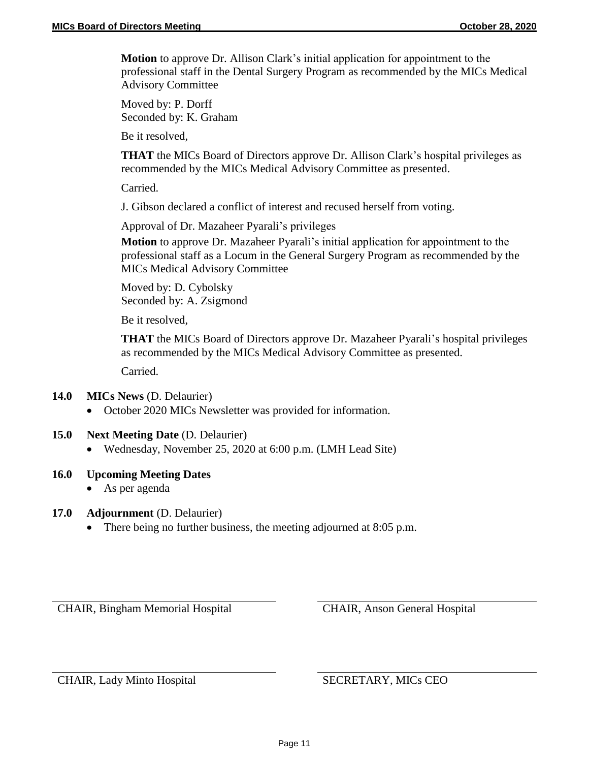**Motion** to approve Dr. Allison Clark's initial application for appointment to the professional staff in the Dental Surgery Program as recommended by the MICs Medical Advisory Committee

Moved by: P. Dorff
Seconded by: K. Graham

Be it resolved,

**THAT** the MICs Board of Directors approve Dr. Allison Clark's hospital privileges as recommended by the MICs Medical Advisory Committee as presented.

Carried.

J. Gibson declared a conflict of interest and recused herself from voting.

Approval of Dr. Mazaheer Pyarali's privileges

**Motion** to approve Dr. Mazaheer Pyarali's initial application for appointment to the professional staff as a Locum in the General Surgery Program as recommended by the MICs Medical Advisory Committee

Moved by: D. Cybolsky
Seconded by: A. Zsigmond

Be it resolved,

**THAT** the MICs Board of Directors approve Dr. Mazaheer Pyarali's hospital privileges as recommended by the MICs Medical Advisory Committee as presented.

Carried.

**14.0 MICs News** (D. Delaurier)

- October 2020 MICs Newsletter was provided for information.

**15.0 Next Meeting Date** (D. Delaurier)

- Wednesday, November 25, 2020 at 6:00 p.m. (LMH Lead Site)

**16.0 Upcoming Meeting Dates**

- As per agenda

**17.0 Adjournment** (D. Delaurier)

- There being no further business, the meeting adjourned at 8:05 p.m.

CHAIR, Bingham Memorial Hospital

CHAIR, Anson General Hospital

CHAIR, Lady Minto Hospital

SECRETARY, MICs CEO